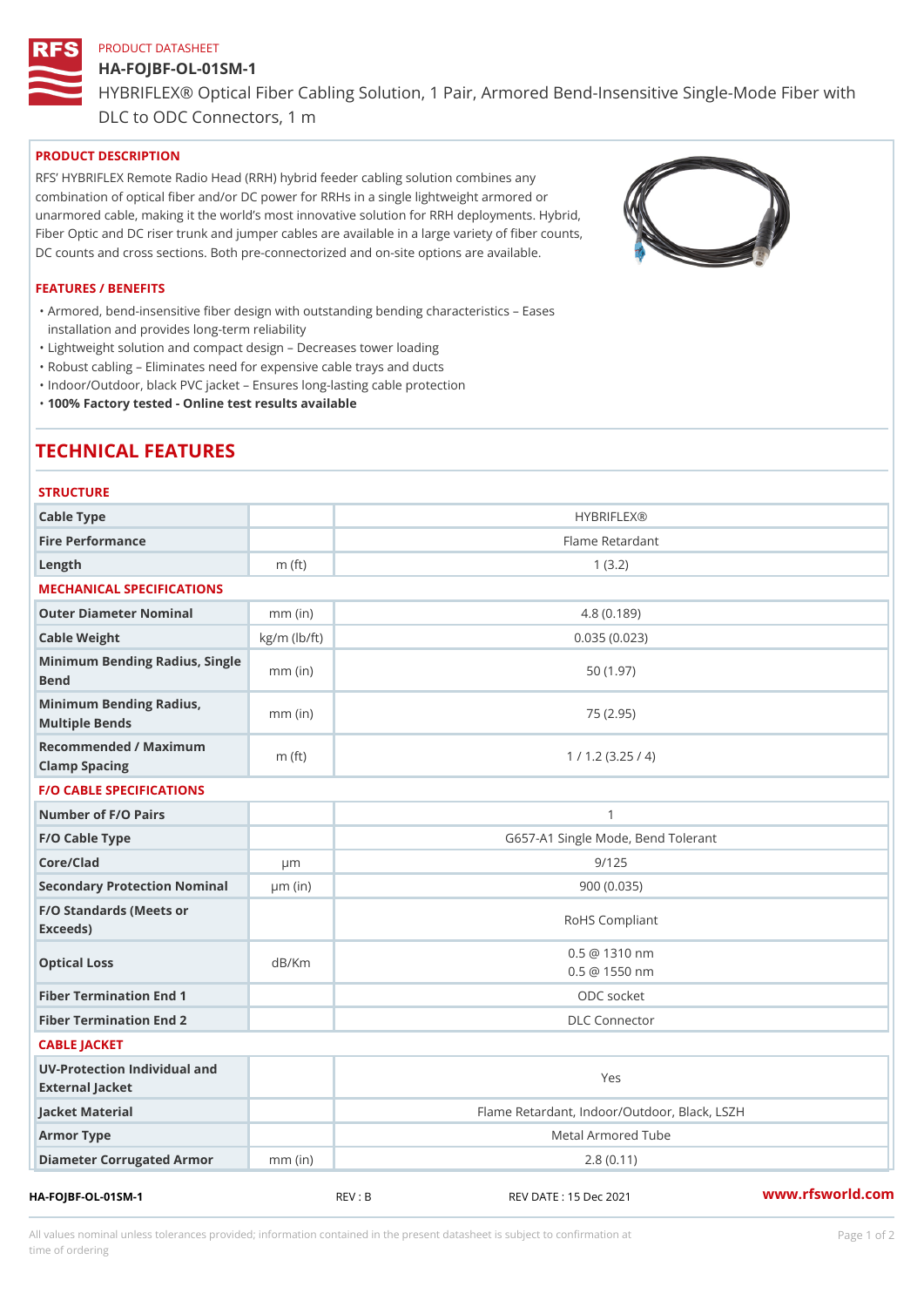PRODUCT DATASHEET

# HA-FOJBF-OL-01SM-1

HYBRIFLEX® Optical Fiber Cabling Solution, 1 Pair, Armored Bend-Insensitive Single-Mode Fiber with DLC to ODC Connectors, 1 m

## PRODUCT DESCRIPTION

RFS' HYBRIFLEX Remote Radio Head (RRH) hybrid feeder cabling solution combines any combination of optical fiber and/or DC power for RRHs in a single lightweight armored or unarmored cable, making it the world's most innovative solution for RRH deployments. Hybrid, Fiber Optic and DC riser trunk and jumper cables are available in a large variety of fiber counts, DC counts and cross sections. Both pre-connectorized and on-site options are available.

## FEATURES / BENEFITS

- Armored, bend-insensitive fiber design with outstanding bending characteristics – Eases installation and provides long-term reliability
- Lightweight solution and compact design – Decreases tower loading
- Robust cabling – Eliminates need for expensive cable trays and ducts
- Indoor/Outdoor, black PVC jacket – Ensures long-lasting cable protection
- **100% Factory tested - Online test results available**

# TECHNICAL FEATURES

### STRUCTURE

| | | |
|---|---|---|
| Cable Type | | HYBRIFLEX® |
| Fire Performance | | Flame Retardant |
| Length | m (ft) | 1 (3.2) |

### MECHANICAL SPECIFICATIONS

| | | |
|---|---|---|
| Outer Diameter Nominal | mm (in) | 4.8 (0.189) |
| Cable Weight | kg/m (lb/ft) | 0.035 (0.023) |
| Minimum Bending Radius, Single Bend | mm (in) | 50 (1.97) |
| Minimum Bending Radius, Multiple Bends | mm (in) | 75 (2.95) |
| Recommended / Maximum Clamp Spacing | m (ft) | 1 / 1.2 (3.25 / 4) |

### F/O CABLE SPECIFICATIONS

| | | |
|---|---|---|
| Number of F/O Pairs | | 1 |
| F/O Cable Type | | G657-A1 Single Mode, Bend Tolerant |
| Core/Clad | μm | 9/125 |
| Secondary Protection Nominal | μm (in) | 900 (0.035) |
| F/O Standards (Meets or Exceeds) | | RoHS Compliant |
| Optical Loss | dB/Km | 0.5 @ 1310 nm<br>0.5 @ 1550 nm |
| Fiber Termination End 1 | | ODC socket |
| Fiber Termination End 2 | | DLC Connector |

### CABLE JACKET

| | | |
|---|---|---|
| UV-Protection Individual and External Jacket | | Yes |
| Jacket Material | | Flame Retardant, Indoor/Outdoor, Black, LSZH |
| Armor Type | | Metal Armored Tube |
| Diameter Corrugated Armor | mm (in) | 2.8 (0.11) |

HA-FOJBF-OL-01SM-1 REV : B REV DATE : 15 Dec 2021 www.rfsworld.com

All values nominal unless tolerances provided; information contained in the present datasheet is subject to confirmation at time of ordering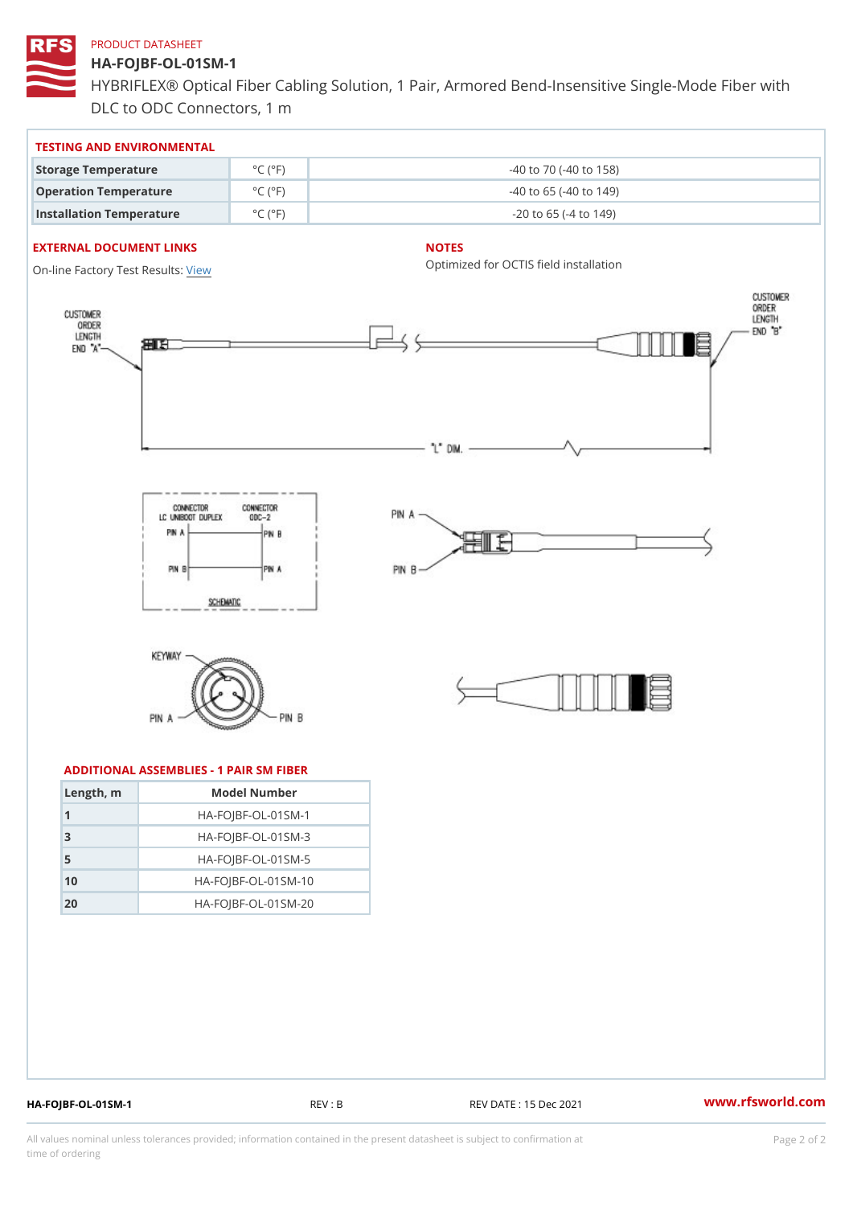PRODUCT DATASHEET

# HA-FOJBF-OL-01SM-1

HYBRIFLEX® Optical Fiber Cabling Solution, 1 Pair, Armored Bend-Insensitive Single-Mode Fiber with DLC to ODC Connectors, 1 m

## TESTING AND ENVIRONMENTAL

| | | |
|---|---|---|
| Storage Temperature | °C (°F) | -40 to 70 (-40 to 158) |
| Operation Temperature | °C (°F) | -40 to 65 (-40 to 149) |
| Installation Temperature | °C (°F) | -20 to 65 (-4 to 149) |

## EXTERNAL DOCUMENT LINKS

On-line Factory Test Results: View

## NOTES

Optimized for OCTIS field installation

CUSTOMER ORDER LENGTH END "A"

CUSTOMER ORDER LENGTH END "B"

"L" DIM.

CONNECTOR LC UNIBOOT DUPLEX

CONNECTOR ODC-2

PIN A

PIN B

PIN B

PIN A

SCHEMATIC

PIN A

PIN B

KEYWAY

PIN A

PIN B

## ADDITIONAL ASSEMBLIES - 1 PAIR SM FIBER

| Length, m | Model Number |
|---|---|
| 1 | HA-FOJBF-OL-01SM-1 |
| 3 | HA-FOJBF-OL-01SM-3 |
| 5 | HA-FOJBF-OL-01SM-5 |
| 10 | HA-FOJBF-OL-01SM-10 |
| 20 | HA-FOJBF-OL-01SM-20 |

HA-FOJBF-OL-01SM-1 REV : B REV DATE : 15 Dec 2021 www.rfsworld.com

All values nominal unless tolerances provided; information contained in the present datasheet is subject to confirmation at time of ordering